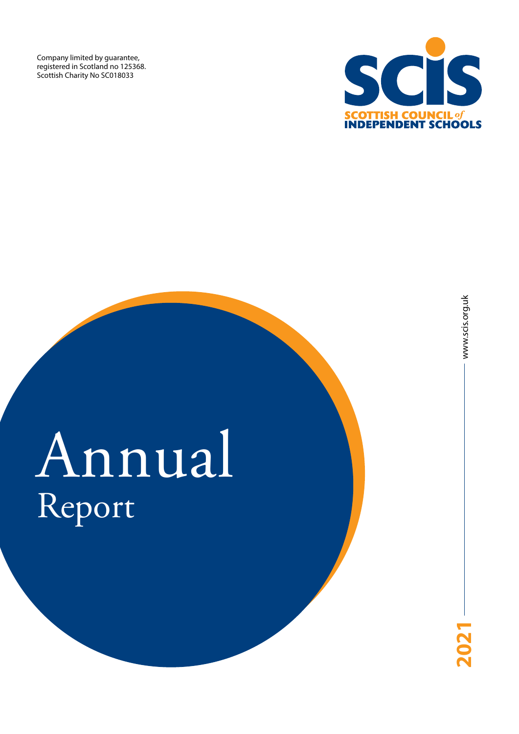Company limited by guarantee,
registered in Scotland no 125368.
Scottish Charity No SC018033

SCIS
SCOTTISH COUNCIL of INDEPENDENT SCHOOLS

# Annual Report

2021

www.scis.org.uk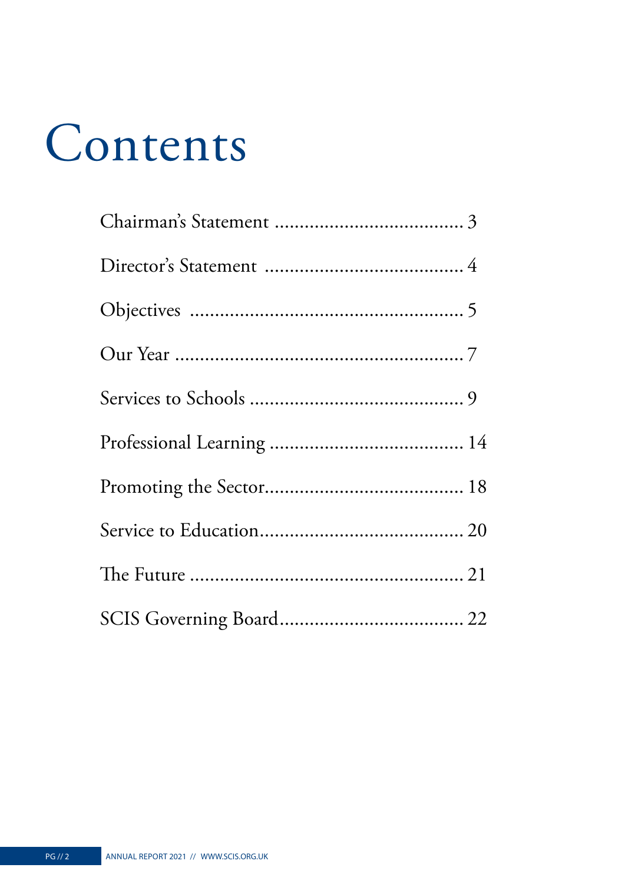# Contents

Chairman's Statement ..................................... 3

Director's Statement ....................................... 4

Objectives ...................................................... 5

Our Year ......................................................... 7

Services to Schools ........................................... 9

Professional Learning ...................................... 14

Promoting the Sector....................................... 18

Service to Education........................................ 20

The Future ...................................................... 21

SCIS Governing Board.................................... 22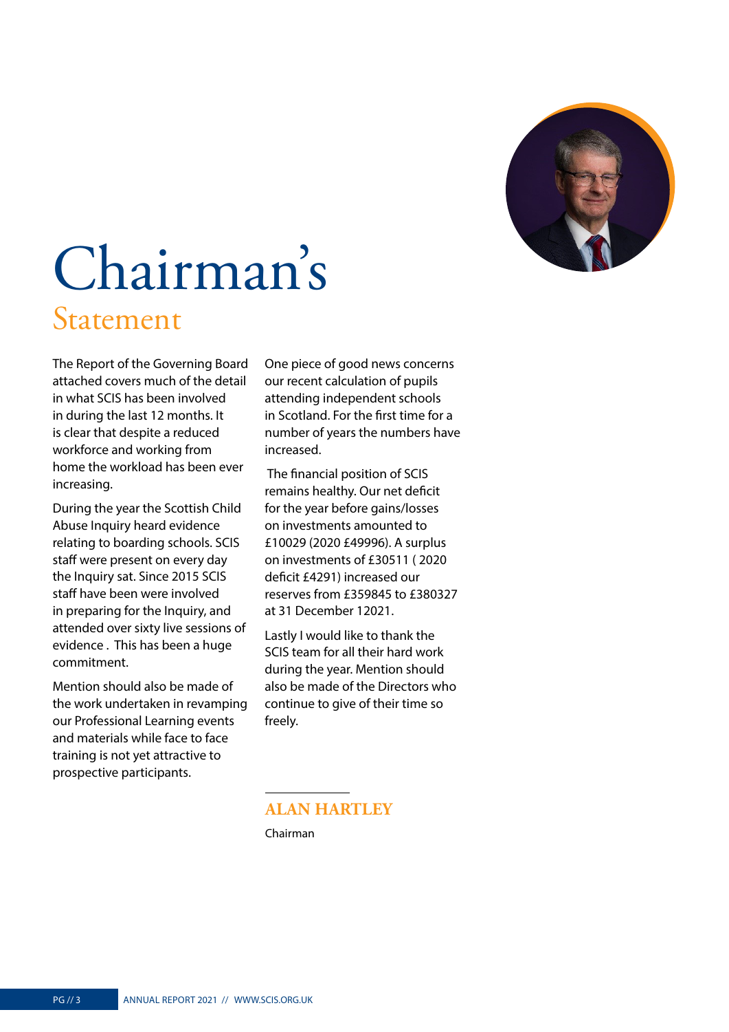# Chairman's

## Statement

The Report of the Governing Board attached covers much of the detail in what SCIS has been involved in during the last 12 months. It is clear that despite a reduced workforce and working from home the workload has been ever increasing.

During the year the Scottish Child Abuse Inquiry heard evidence relating to boarding schools. SCIS staff were present on every day the Inquiry sat. Since 2015 SCIS staff have been were involved in preparing for the Inquiry, and attended over sixty live sessions of evidence . This has been a huge commitment.

Mention should also be made of the work undertaken in revamping our Professional Learning events and materials while face to face training is not yet attractive to prospective participants.

One piece of good news concerns our recent calculation of pupils attending independent schools in Scotland. For the first time for a number of years the numbers have increased.

The financial position of SCIS remains healthy. Our net deficit for the year before gains/losses on investments amounted to £10029 (2020 £49996). A surplus on investments of £30511 ( 2020 deficit £4291) increased our reserves from £359845 to £380327 at 31 December 12021.

Lastly I would like to thank the SCIS team for all their hard work during the year. Mention should also be made of the Directors who continue to give of their time so freely.

**ALAN HARTLEY**

Chairman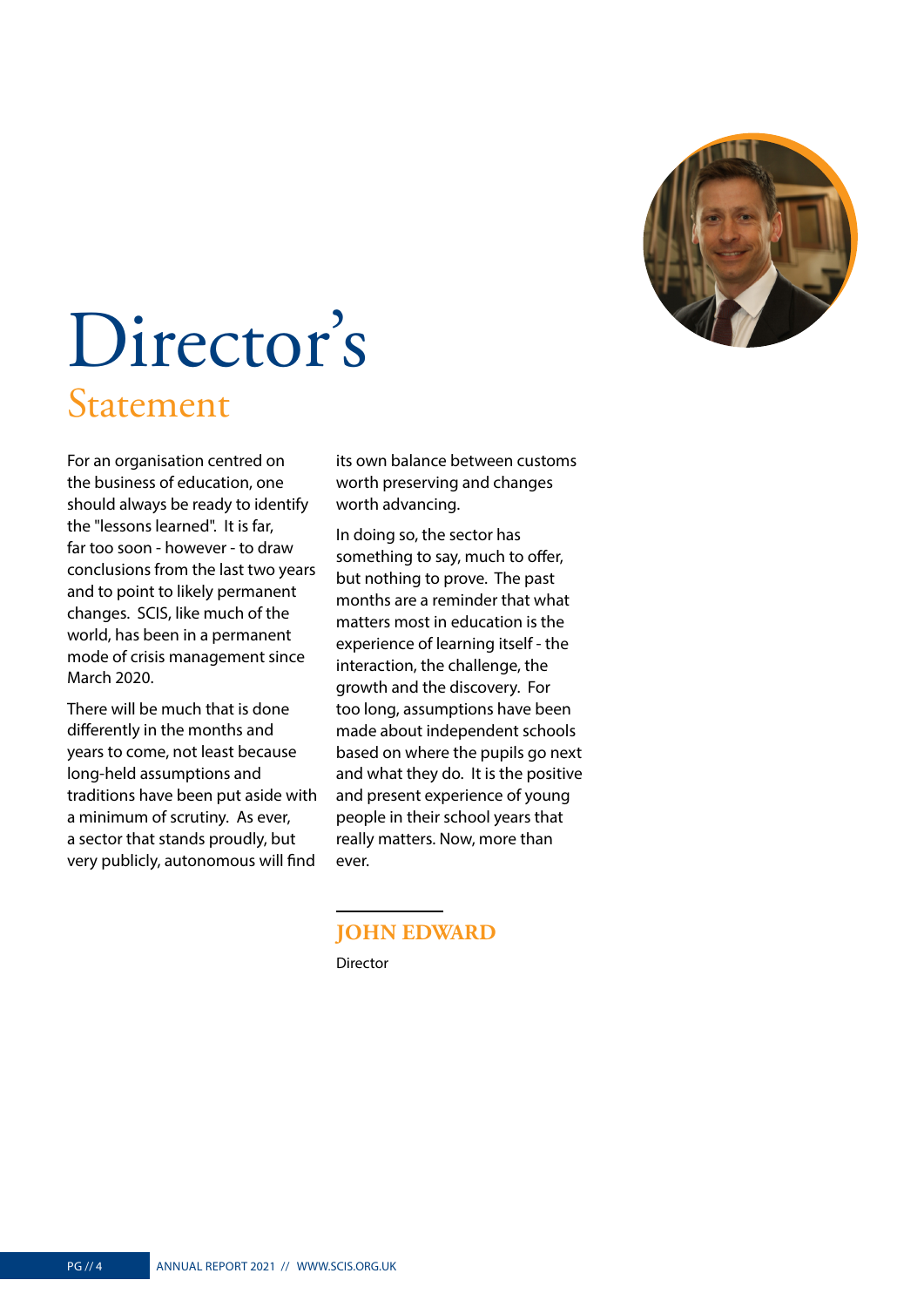# Director's
## Statement

For an organisation centred on the business of education, one should always be ready to identify the "lessons learned". It is far, far too soon - however - to draw conclusions from the last two years and to point to likely permanent changes. SCIS, like much of the world, has been in a permanent mode of crisis management since March 2020.

There will be much that is done differently in the months and years to come, not least because long-held assumptions and traditions have been put aside with a minimum of scrutiny. As ever, a sector that stands proudly, but very publicly, autonomous will find its own balance between customs worth preserving and changes worth advancing.

In doing so, the sector has something to say, much to offer, but nothing to prove. The past months are a reminder that what matters most in education is the experience of learning itself - the interaction, the challenge, the growth and the discovery. For too long, assumptions have been made about independent schools based on where the pupils go next and what they do. It is the positive and present experience of young people in their school years that really matters. Now, more than ever.

**JOHN EDWARD**

Director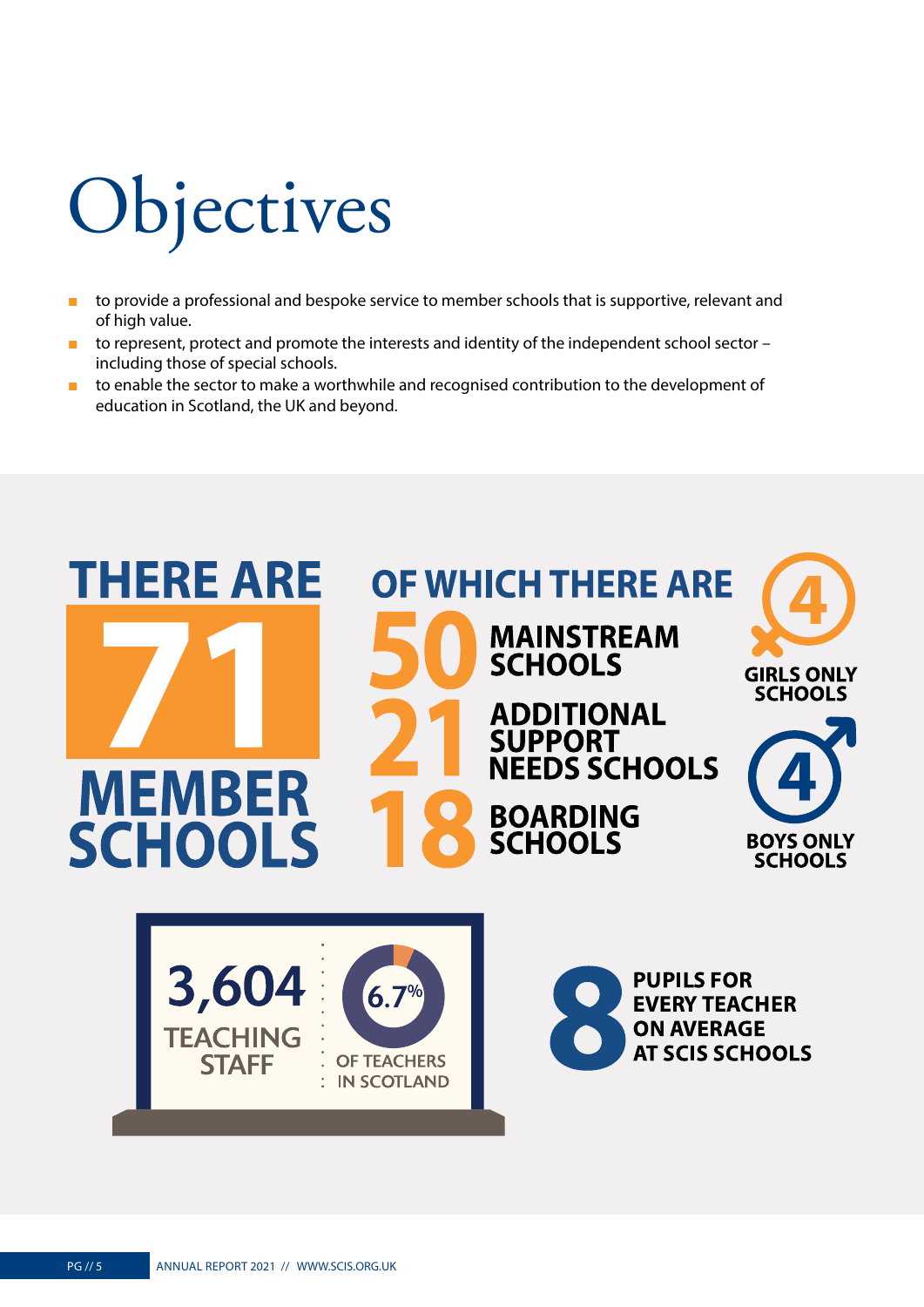# Objectives

- to provide a professional and bespoke service to member schools that is supportive, relevant and of high value.
- to represent, protect and promote the interests and identity of the independent school sector – including those of special schools.
- to enable the sector to make a worthwhile and recognised contribution to the development of education in Scotland, the UK and beyond.

**THERE ARE 71 MEMBER SCHOOLS**

**OF WHICH THERE ARE**

- **50** MAINSTREAM SCHOOLS
- **21** ADDITIONAL SUPPORT NEEDS SCHOOLS
- **18** BOARDING SCHOOLS
- **4** GIRLS ONLY SCHOOLS
- **4** BOYS ONLY SCHOOLS

**3,604** TEACHING STAFF

**6.7%** OF TEACHERS IN SCOTLAND

**8** PUPILS FOR EVERY TEACHER ON AVERAGE AT SCIS SCHOOLS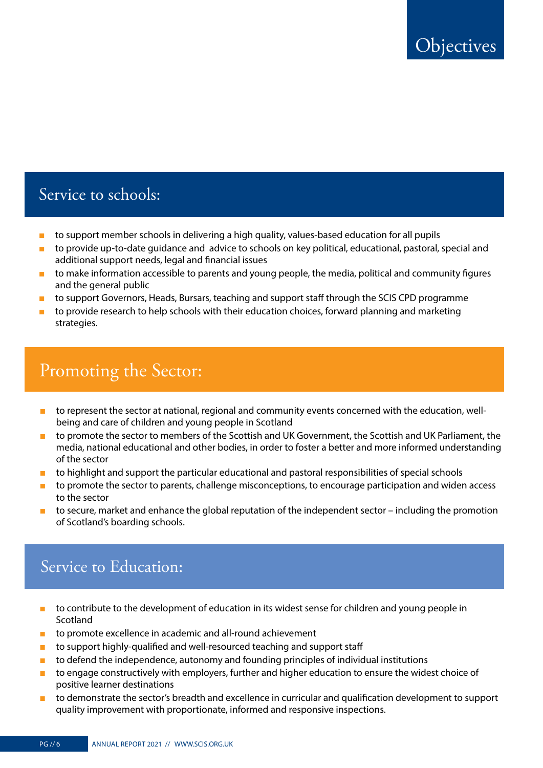# Objectives

## Service to schools:

- to support member schools in delivering a high quality, values-based education for all pupils
- to provide up-to-date guidance and advice to schools on key political, educational, pastoral, special and additional support needs, legal and financial issues
- to make information accessible to parents and young people, the media, political and community figures and the general public
- to support Governors, Heads, Bursars, teaching and support staff through the SCIS CPD programme
- to provide research to help schools with their education choices, forward planning and marketing strategies.

## Promoting the Sector:

- to represent the sector at national, regional and community events concerned with the education, well-being and care of children and young people in Scotland
- to promote the sector to members of the Scottish and UK Government, the Scottish and UK Parliament, the media, national educational and other bodies, in order to foster a better and more informed understanding of the sector
- to highlight and support the particular educational and pastoral responsibilities of special schools
- to promote the sector to parents, challenge misconceptions, to encourage participation and widen access to the sector
- to secure, market and enhance the global reputation of the independent sector – including the promotion of Scotland's boarding schools.

## Service to Education:

- to contribute to the development of education in its widest sense for children and young people in Scotland
- to promote excellence in academic and all-round achievement
- to support highly-qualified and well-resourced teaching and support staff
- to defend the independence, autonomy and founding principles of individual institutions
- to engage constructively with employers, further and higher education to ensure the widest choice of positive learner destinations
- to demonstrate the sector's breadth and excellence in curricular and qualification development to support quality improvement with proportionate, informed and responsive inspections.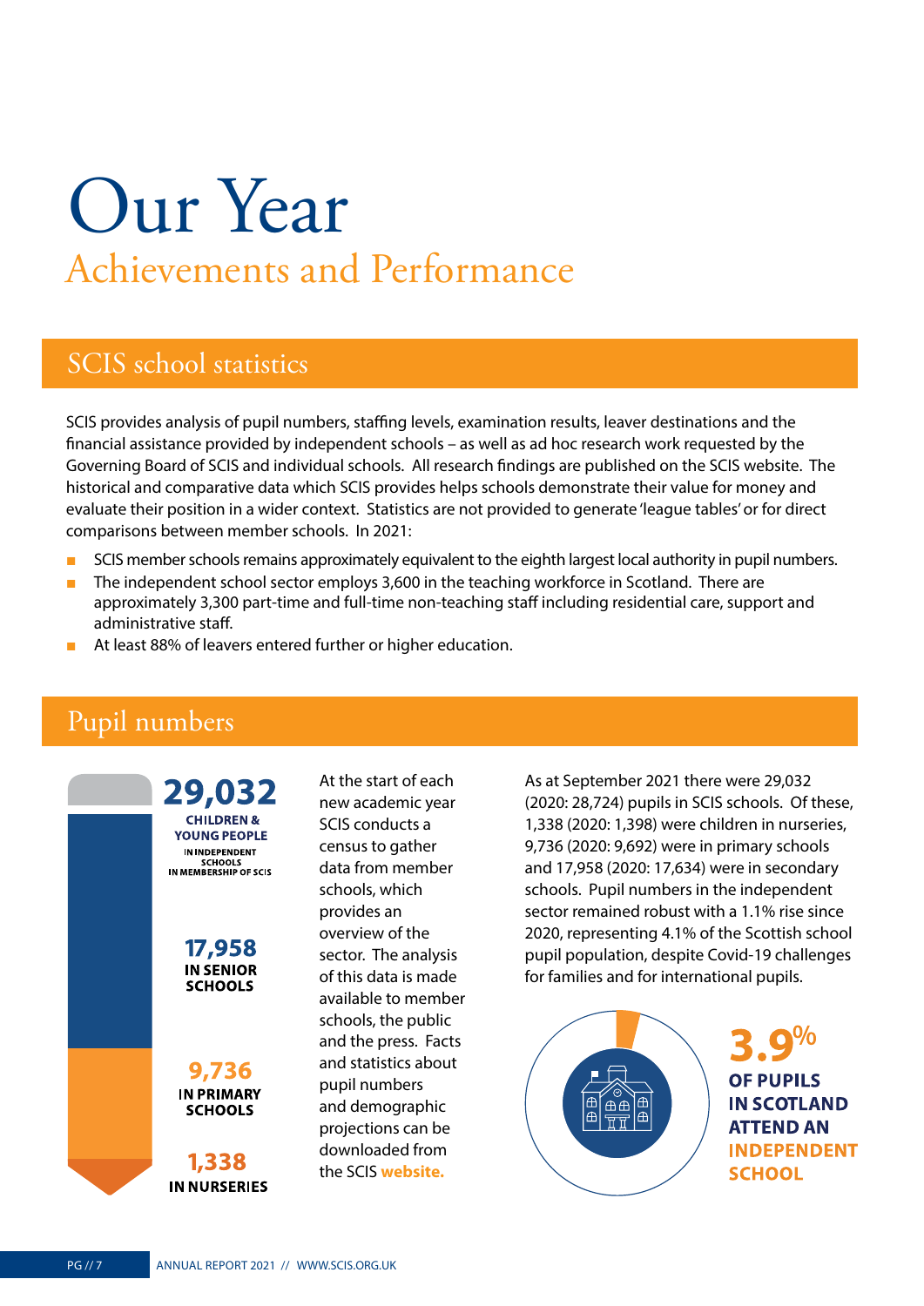# Our Year

## Achievements and Performance

## SCIS school statistics

SCIS provides analysis of pupil numbers, staffing levels, examination results, leaver destinations and the financial assistance provided by independent schools – as well as ad hoc research work requested by the Governing Board of SCIS and individual schools. All research findings are published on the SCIS website. The historical and comparative data which SCIS provides helps schools demonstrate their value for money and evaluate their position in a wider context. Statistics are not provided to generate 'league tables' or for direct comparisons between member schools. In 2021:

- SCIS member schools remains approximately equivalent to the eighth largest local authority in pupil numbers.
- The independent school sector employs 3,600 in the teaching workforce in Scotland. There are approximately 3,300 part-time and full-time non-teaching staff including residential care, support and administrative staff.
- At least 88% of leavers entered further or higher education.

## Pupil numbers

**29,032** CHILDREN & YOUNG PEOPLE IN INDEPENDENT SCHOOLS IN MEMBERSHIP OF SCIS

**17,958** IN SENIOR SCHOOLS

**9,736** IN PRIMARY SCHOOLS

**1,338** IN NURSERIES

At the start of each new academic year SCIS conducts a census to gather data from member schools, which provides an overview of the sector. The analysis of this data is made available to member schools, the public and the press. Facts and statistics about pupil numbers and demographic projections can be downloaded from the SCIS **website.**

As at September 2021 there were 29,032 (2020: 28,724) pupils in SCIS schools. Of these, 1,338 (2020: 1,398) were children in nurseries, 9,736 (2020: 9,692) were in primary schools and 17,958 (2020: 17,634) were in secondary schools. Pupil numbers in the independent sector remained robust with a 1.1% rise since 2020, representing 4.1% of the Scottish school pupil population, despite Covid-19 challenges for families and for international pupils.

**3.9%** OF PUPILS IN SCOTLAND ATTEND AN INDEPENDENT SCHOOL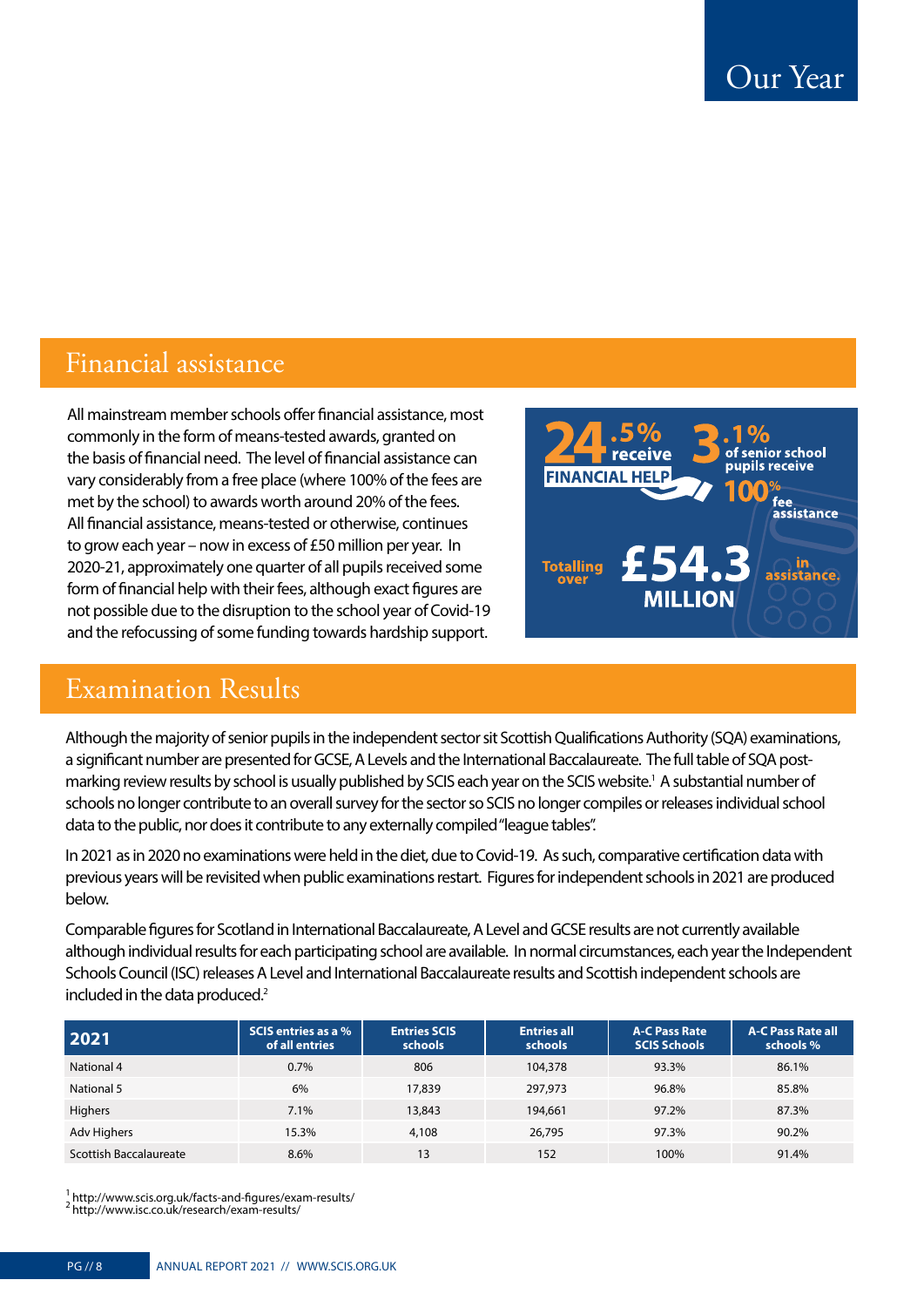# Our Year

## Financial assistance

All mainstream member schools offer financial assistance, most commonly in the form of means-tested awards, granted on the basis of financial need. The level of financial assistance can vary considerably from a free place (where 100% of the fees are met by the school) to awards worth around 20% of the fees. All financial assistance, means-tested or otherwise, continues to grow each year – now in excess of £50 million per year. In 2020-21, approximately one quarter of all pupils received some form of financial help with their fees, although exact figures are not possible due to the disruption to the school year of Covid-19 and the refocussing of some funding towards hardship support.

24.5% receive FINANCIAL HELP

3.1% of senior school pupils receive 100% fee assistance

Totalling over £54.3 MILLION in assistance.

## Examination Results

Although the majority of senior pupils in the independent sector sit Scottish Qualifications Authority (SQA) examinations, a significant number are presented for GCSE, A Levels and the International Baccalaureate. The full table of SQA post-marking review results by school is usually published by SCIS each year on the SCIS website.[1] A substantial number of schools no longer contribute to an overall survey for the sector so SCIS no longer compiles or releases individual school data to the public, nor does it contribute to any externally compiled "league tables".

In 2021 as in 2020 no examinations were held in the diet, due to Covid-19. As such, comparative certification data with previous years will be revisited when public examinations restart. Figures for independent schools in 2021 are produced below.

Comparable figures for Scotland in International Baccalaureate, A Level and GCSE results are not currently available although individual results for each participating school are available. In normal circumstances, each year the Independent Schools Council (ISC) releases A Level and International Baccalaureate results and Scottish independent schools are included in the data produced.[2]

| 2021 | SCIS entries as a % of all entries | Entries SCIS schools | Entries all schools | A-C Pass Rate SCIS Schools | A-C Pass Rate all schools % |
|---|---|---|---|---|---|
| National 4 | 0.7% | 806 | 104,378 | 93.3% | 86.1% |
| National 5 | 6% | 17,839 | 297,973 | 96.8% | 85.8% |
| Highers | 7.1% | 13,843 | 194,661 | 97.2% | 87.3% |
| Adv Highers | 15.3% | 4,108 | 26,795 | 97.3% | 90.2% |
| Scottish Baccalaureate | 8.6% | 13 | 152 | 100% | 91.4% |

[1] http://www.scis.org.uk/facts-and-figures/exam-results/
[2] http://www.isc.co.uk/research/exam-results/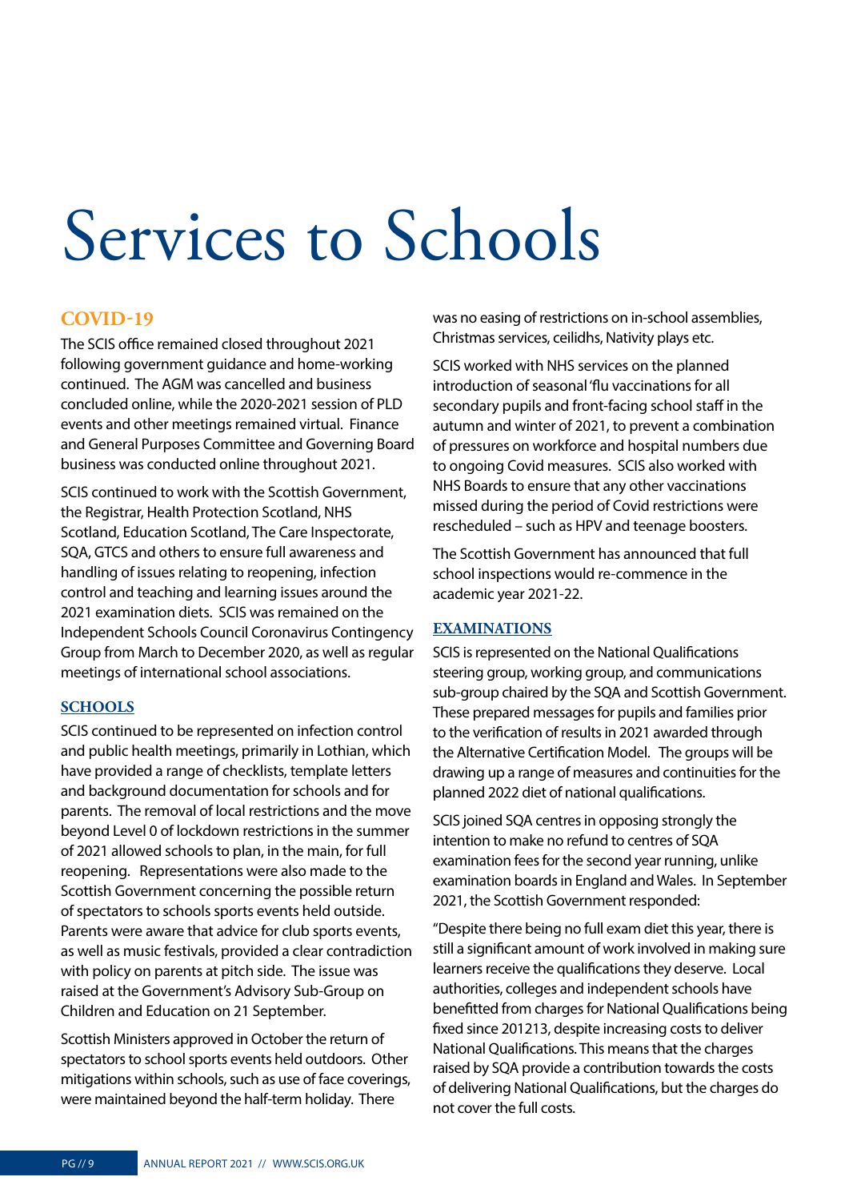# Services to Schools

## COVID-19

The SCIS office remained closed throughout 2021 following government guidance and home-working continued. The AGM was cancelled and business concluded online, while the 2020-2021 session of PLD events and other meetings remained virtual. Finance and General Purposes Committee and Governing Board business was conducted online throughout 2021.

SCIS continued to work with the Scottish Government, the Registrar, Health Protection Scotland, NHS Scotland, Education Scotland, The Care Inspectorate, SQA, GTCS and others to ensure full awareness and handling of issues relating to reopening, infection control and teaching and learning issues around the 2021 examination diets. SCIS was remained on the Independent Schools Council Coronavirus Contingency Group from March to December 2020, as well as regular meetings of international school associations.

### SCHOOLS

SCIS continued to be represented on infection control and public health meetings, primarily in Lothian, which have provided a range of checklists, template letters and background documentation for schools and for parents. The removal of local restrictions and the move beyond Level 0 of lockdown restrictions in the summer of 2021 allowed schools to plan, in the main, for full reopening. Representations were also made to the Scottish Government concerning the possible return of spectators to schools sports events held outside. Parents were aware that advice for club sports events, as well as music festivals, provided a clear contradiction with policy on parents at pitch side. The issue was raised at the Government's Advisory Sub-Group on Children and Education on 21 September.

Scottish Ministers approved in October the return of spectators to school sports events held outdoors. Other mitigations within schools, such as use of face coverings, were maintained beyond the half-term holiday. There was no easing of restrictions on in-school assemblies, Christmas services, ceilidhs, Nativity plays etc.

SCIS worked with NHS services on the planned introduction of seasonal 'flu vaccinations for all secondary pupils and front-facing school staff in the autumn and winter of 2021, to prevent a combination of pressures on workforce and hospital numbers due to ongoing Covid measures. SCIS also worked with NHS Boards to ensure that any other vaccinations missed during the period of Covid restrictions were rescheduled – such as HPV and teenage boosters.

The Scottish Government has announced that full school inspections would re-commence in the academic year 2021-22.

### EXAMINATIONS

SCIS is represented on the National Qualifications steering group, working group, and communications sub-group chaired by the SQA and Scottish Government. These prepared messages for pupils and families prior to the verification of results in 2021 awarded through the Alternative Certification Model. The groups will be drawing up a range of measures and continuities for the planned 2022 diet of national qualifications.

SCIS joined SQA centres in opposing strongly the intention to make no refund to centres of SQA examination fees for the second year running, unlike examination boards in England and Wales. In September 2021, the Scottish Government responded:

"Despite there being no full exam diet this year, there is still a significant amount of work involved in making sure learners receive the qualifications they deserve. Local authorities, colleges and independent schools have benefitted from charges for National Qualifications being fixed since 201213, despite increasing costs to deliver National Qualifications. This means that the charges raised by SQA provide a contribution towards the costs of delivering National Qualifications, but the charges do not cover the full costs.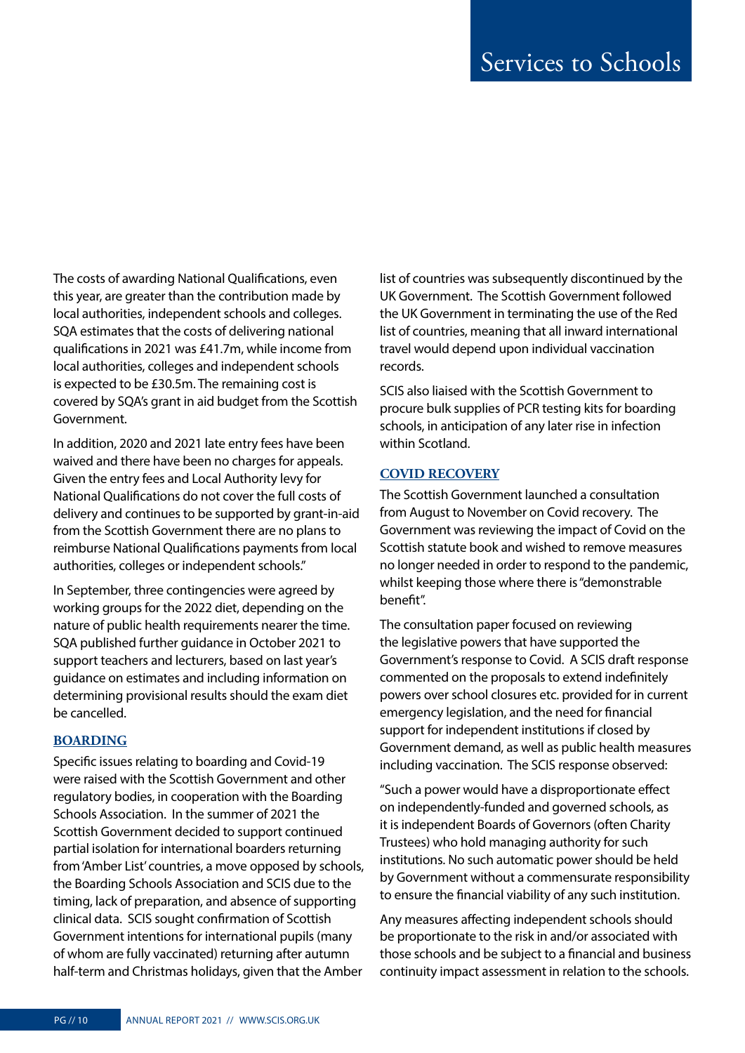# Services to Schools

The costs of awarding National Qualifications, even this year, are greater than the contribution made by local authorities, independent schools and colleges. SQA estimates that the costs of delivering national qualifications in 2021 was £41.7m, while income from local authorities, colleges and independent schools is expected to be £30.5m. The remaining cost is covered by SQA's grant in aid budget from the Scottish Government.

In addition, 2020 and 2021 late entry fees have been waived and there have been no charges for appeals. Given the entry fees and Local Authority levy for National Qualifications do not cover the full costs of delivery and continues to be supported by grant-in-aid from the Scottish Government there are no plans to reimburse National Qualifications payments from local authorities, colleges or independent schools."

In September, three contingencies were agreed by working groups for the 2022 diet, depending on the nature of public health requirements nearer the time. SQA published further guidance in October 2021 to support teachers and lecturers, based on last year's guidance on estimates and including information on determining provisional results should the exam diet be cancelled.

## BOARDING

Specific issues relating to boarding and Covid-19 were raised with the Scottish Government and other regulatory bodies, in cooperation with the Boarding Schools Association. In the summer of 2021 the Scottish Government decided to support continued partial isolation for international boarders returning from 'Amber List' countries, a move opposed by schools, the Boarding Schools Association and SCIS due to the timing, lack of preparation, and absence of supporting clinical data. SCIS sought confirmation of Scottish Government intentions for international pupils (many of whom are fully vaccinated) returning after autumn half-term and Christmas holidays, given that the Amber list of countries was subsequently discontinued by the UK Government. The Scottish Government followed the UK Government in terminating the use of the Red list of countries, meaning that all inward international travel would depend upon individual vaccination records.

SCIS also liaised with the Scottish Government to procure bulk supplies of PCR testing kits for boarding schools, in anticipation of any later rise in infection within Scotland.

## COVID RECOVERY

The Scottish Government launched a consultation from August to November on Covid recovery. The Government was reviewing the impact of Covid on the Scottish statute book and wished to remove measures no longer needed in order to respond to the pandemic, whilst keeping those where there is "demonstrable benefit".

The consultation paper focused on reviewing the legislative powers that have supported the Government's response to Covid. A SCIS draft response commented on the proposals to extend indefinitely powers over school closures etc. provided for in current emergency legislation, and the need for financial support for independent institutions if closed by Government demand, as well as public health measures including vaccination. The SCIS response observed:

"Such a power would have a disproportionate effect on independently-funded and governed schools, as it is independent Boards of Governors (often Charity Trustees) who hold managing authority for such institutions. No such automatic power should be held by Government without a commensurate responsibility to ensure the financial viability of any such institution.

Any measures affecting independent schools should be proportionate to the risk in and/or associated with those schools and be subject to a financial and business continuity impact assessment in relation to the schools.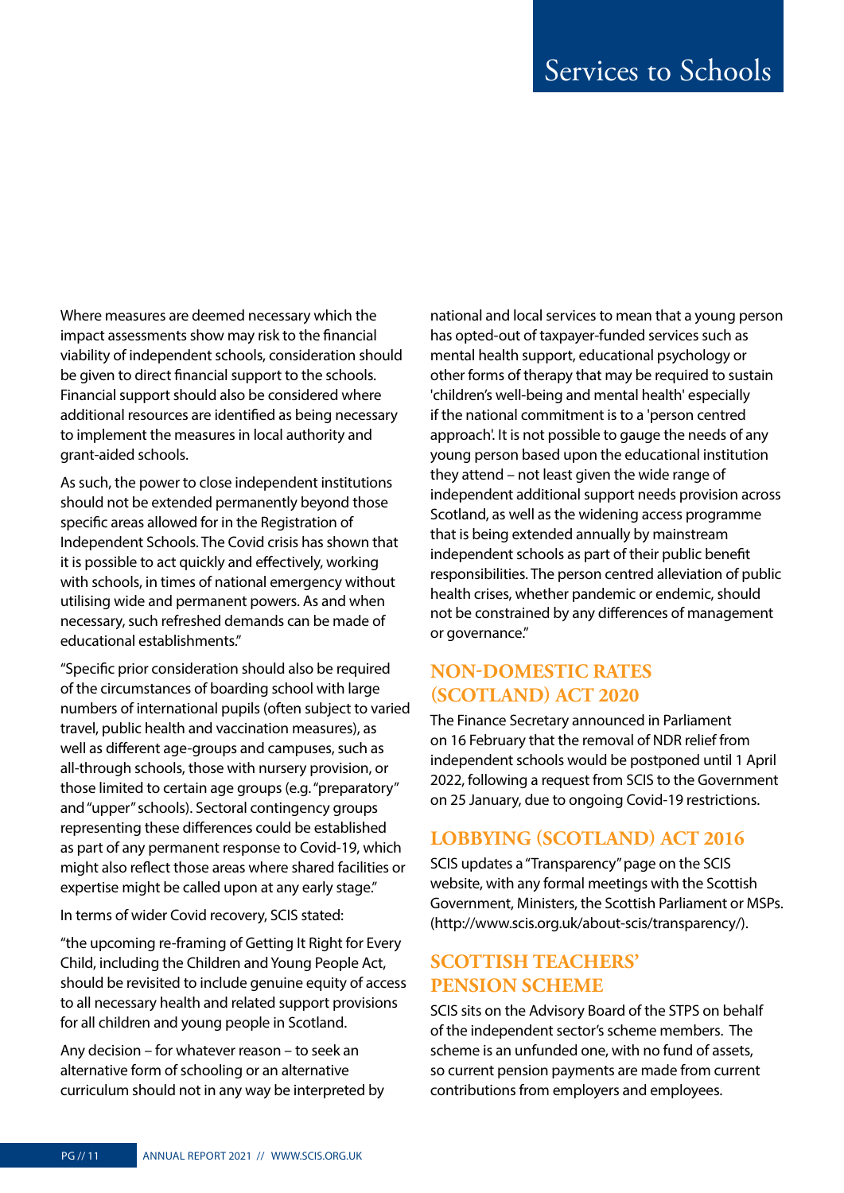Where measures are deemed necessary which the impact assessments show may risk to the financial viability of independent schools, consideration should be given to direct financial support to the schools. Financial support should also be considered where additional resources are identified as being necessary to implement the measures in local authority and grant-aided schools.

As such, the power to close independent institutions should not be extended permanently beyond those specific areas allowed for in the Registration of Independent Schools. The Covid crisis has shown that it is possible to act quickly and effectively, working with schools, in times of national emergency without utilising wide and permanent powers. As and when necessary, such refreshed demands can be made of educational establishments."

"Specific prior consideration should also be required of the circumstances of boarding school with large numbers of international pupils (often subject to varied travel, public health and vaccination measures), as well as different age-groups and campuses, such as all-through schools, those with nursery provision, or those limited to certain age groups (e.g. "preparatory" and "upper" schools). Sectoral contingency groups representing these differences could be established as part of any permanent response to Covid-19, which might also reflect those areas where shared facilities or expertise might be called upon at any early stage."

In terms of wider Covid recovery, SCIS stated:

"the upcoming re-framing of Getting It Right for Every Child, including the Children and Young People Act, should be revisited to include genuine equity of access to all necessary health and related support provisions for all children and young people in Scotland.

Any decision – for whatever reason – to seek an alternative form of schooling or an alternative curriculum should not in any way be interpreted by national and local services to mean that a young person has opted-out of taxpayer-funded services such as mental health support, educational psychology or other forms of therapy that may be required to sustain 'children's well-being and mental health' especially if the national commitment is to a 'person centred approach'. It is not possible to gauge the needs of any young person based upon the educational institution they attend – not least given the wide range of independent additional support needs provision across Scotland, as well as the widening access programme that is being extended annually by mainstream independent schools as part of their public benefit responsibilities. The person centred alleviation of public health crises, whether pandemic or endemic, should not be constrained by any differences of management or governance."

## NON-DOMESTIC RATES (SCOTLAND) ACT 2020

The Finance Secretary announced in Parliament on 16 February that the removal of NDR relief from independent schools would be postponed until 1 April 2022, following a request from SCIS to the Government on 25 January, due to ongoing Covid-19 restrictions.

## LOBBYING (SCOTLAND) ACT 2016

SCIS updates a "Transparency" page on the SCIS website, with any formal meetings with the Scottish Government, Ministers, the Scottish Parliament or MSPs. (http://www.scis.org.uk/about-scis/transparency/).

## SCOTTISH TEACHERS' PENSION SCHEME

SCIS sits on the Advisory Board of the STPS on behalf of the independent sector's scheme members. The scheme is an unfunded one, with no fund of assets, so current pension payments are made from current contributions from employers and employees.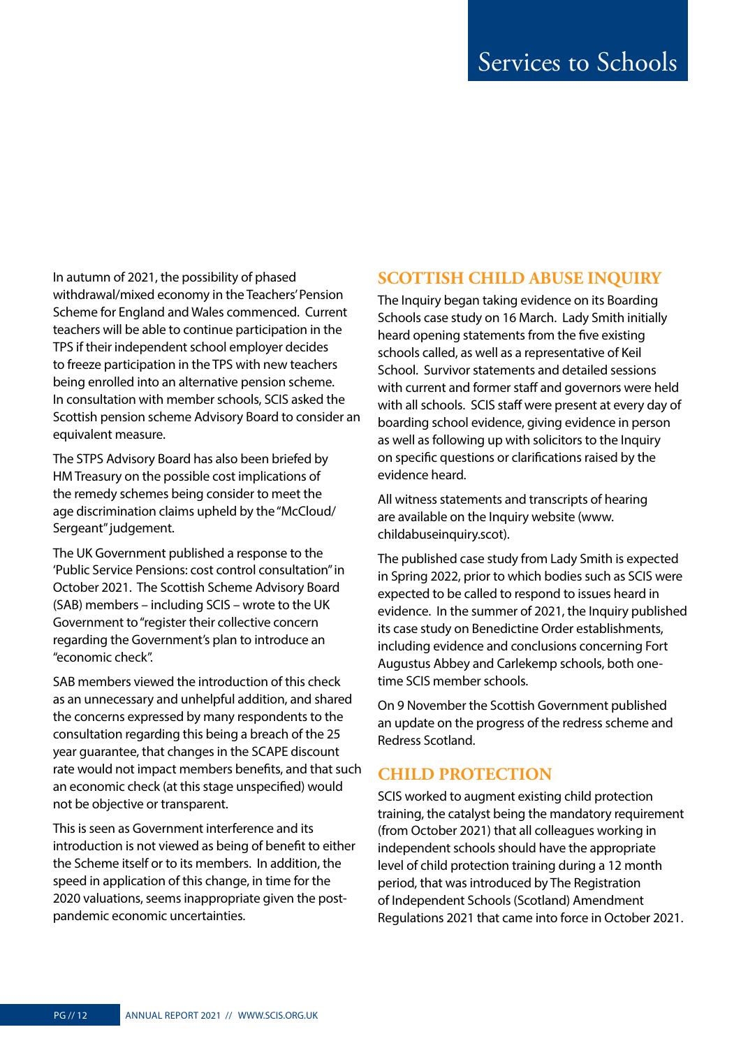# Services to Schools

In autumn of 2021, the possibility of phased withdrawal/mixed economy in the Teachers' Pension Scheme for England and Wales commenced. Current teachers will be able to continue participation in the TPS if their independent school employer decides to freeze participation in the TPS with new teachers being enrolled into an alternative pension scheme. In consultation with member schools, SCIS asked the Scottish pension scheme Advisory Board to consider an equivalent measure.

The STPS Advisory Board has also been briefed by HM Treasury on the possible cost implications of the remedy schemes being consider to meet the age discrimination claims upheld by the "McCloud/ Sergeant" judgement.

The UK Government published a response to the 'Public Service Pensions: cost control consultation" in October 2021. The Scottish Scheme Advisory Board (SAB) members – including SCIS – wrote to the UK Government to "register their collective concern regarding the Government's plan to introduce an "economic check".

SAB members viewed the introduction of this check as an unnecessary and unhelpful addition, and shared the concerns expressed by many respondents to the consultation regarding this being a breach of the 25 year guarantee, that changes in the SCAPE discount rate would not impact members benefits, and that such an economic check (at this stage unspecified) would not be objective or transparent.

This is seen as Government interference and its introduction is not viewed as being of benefit to either the Scheme itself or to its members. In addition, the speed in application of this change, in time for the 2020 valuations, seems inappropriate given the post-pandemic economic uncertainties.

## SCOTTISH CHILD ABUSE INQUIRY

The Inquiry began taking evidence on its Boarding Schools case study on 16 March. Lady Smith initially heard opening statements from the five existing schools called, as well as a representative of Keil School. Survivor statements and detailed sessions with current and former staff and governors were held with all schools. SCIS staff were present at every day of boarding school evidence, giving evidence in person as well as following up with solicitors to the Inquiry on specific questions or clarifications raised by the evidence heard.

All witness statements and transcripts of hearing are available on the Inquiry website (www.childabuseinquiry.scot).

The published case study from Lady Smith is expected in Spring 2022, prior to which bodies such as SCIS were expected to be called to respond to issues heard in evidence. In the summer of 2021, the Inquiry published its case study on Benedictine Order establishments, including evidence and conclusions concerning Fort Augustus Abbey and Carlekemp schools, both one-time SCIS member schools.

On 9 November the Scottish Government published an update on the progress of the redress scheme and Redress Scotland.

## CHILD PROTECTION

SCIS worked to augment existing child protection training, the catalyst being the mandatory requirement (from October 2021) that all colleagues working in independent schools should have the appropriate level of child protection training during a 12 month period, that was introduced by The Registration of Independent Schools (Scotland) Amendment Regulations 2021 that came into force in October 2021.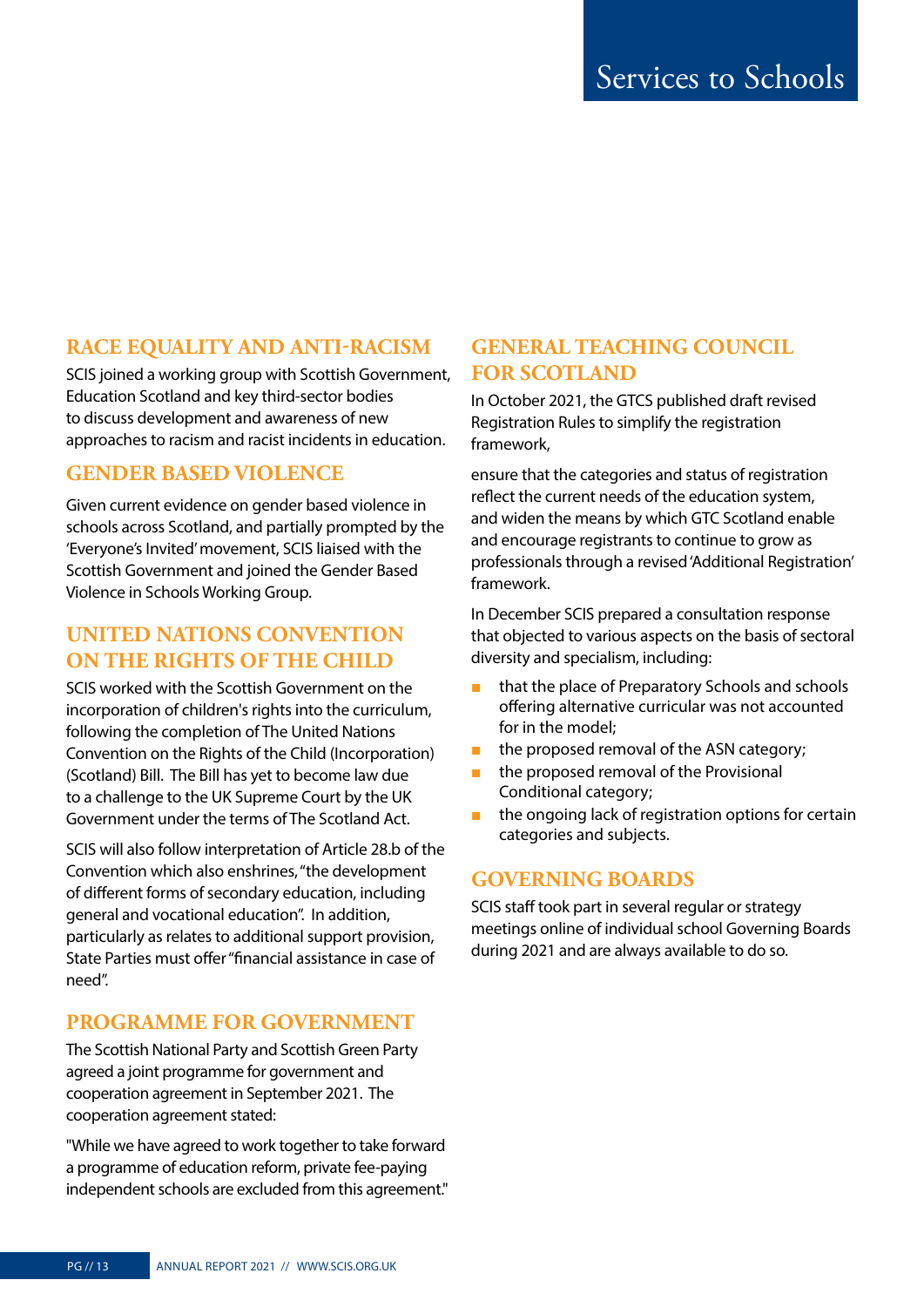# Services to Schools

## RACE EQUALITY AND ANTI-RACISM

SCIS joined a working group with Scottish Government, Education Scotland and key third-sector bodies to discuss development and awareness of new approaches to racism and racist incidents in education.

## GENDER BASED VIOLENCE

Given current evidence on gender based violence in schools across Scotland, and partially prompted by the 'Everyone's Invited' movement, SCIS liaised with the Scottish Government and joined the Gender Based Violence in Schools Working Group.

## UNITED NATIONS CONVENTION ON THE RIGHTS OF THE CHILD

SCIS worked with the Scottish Government on the incorporation of children's rights into the curriculum, following the completion of The United Nations Convention on the Rights of the Child (Incorporation) (Scotland) Bill. The Bill has yet to become law due to a challenge to the UK Supreme Court by the UK Government under the terms of The Scotland Act.

SCIS will also follow interpretation of Article 28.b of the Convention which also enshrines, "the development of different forms of secondary education, including general and vocational education". In addition, particularly as relates to additional support provision, State Parties must offer "financial assistance in case of need".

## PROGRAMME FOR GOVERNMENT

The Scottish National Party and Scottish Green Party agreed a joint programme for government and cooperation agreement in September 2021. The cooperation agreement stated:

"While we have agreed to work together to take forward a programme of education reform, private fee-paying independent schools are excluded from this agreement."

## GENERAL TEACHING COUNCIL FOR SCOTLAND

In October 2021, the GTCS published draft revised Registration Rules to simplify the registration framework,

ensure that the categories and status of registration reflect the current needs of the education system, and widen the means by which GTC Scotland enable and encourage registrants to continue to grow as professionals through a revised 'Additional Registration' framework.

In December SCIS prepared a consultation response that objected to various aspects on the basis of sectoral diversity and specialism, including:

- that the place of Preparatory Schools and schools offering alternative curricular was not accounted for in the model;
- the proposed removal of the ASN category;
- the proposed removal of the Provisional Conditional category;
- the ongoing lack of registration options for certain categories and subjects.

## GOVERNING BOARDS

SCIS staff took part in several regular or strategy meetings online of individual school Governing Boards during 2021 and are always available to do so.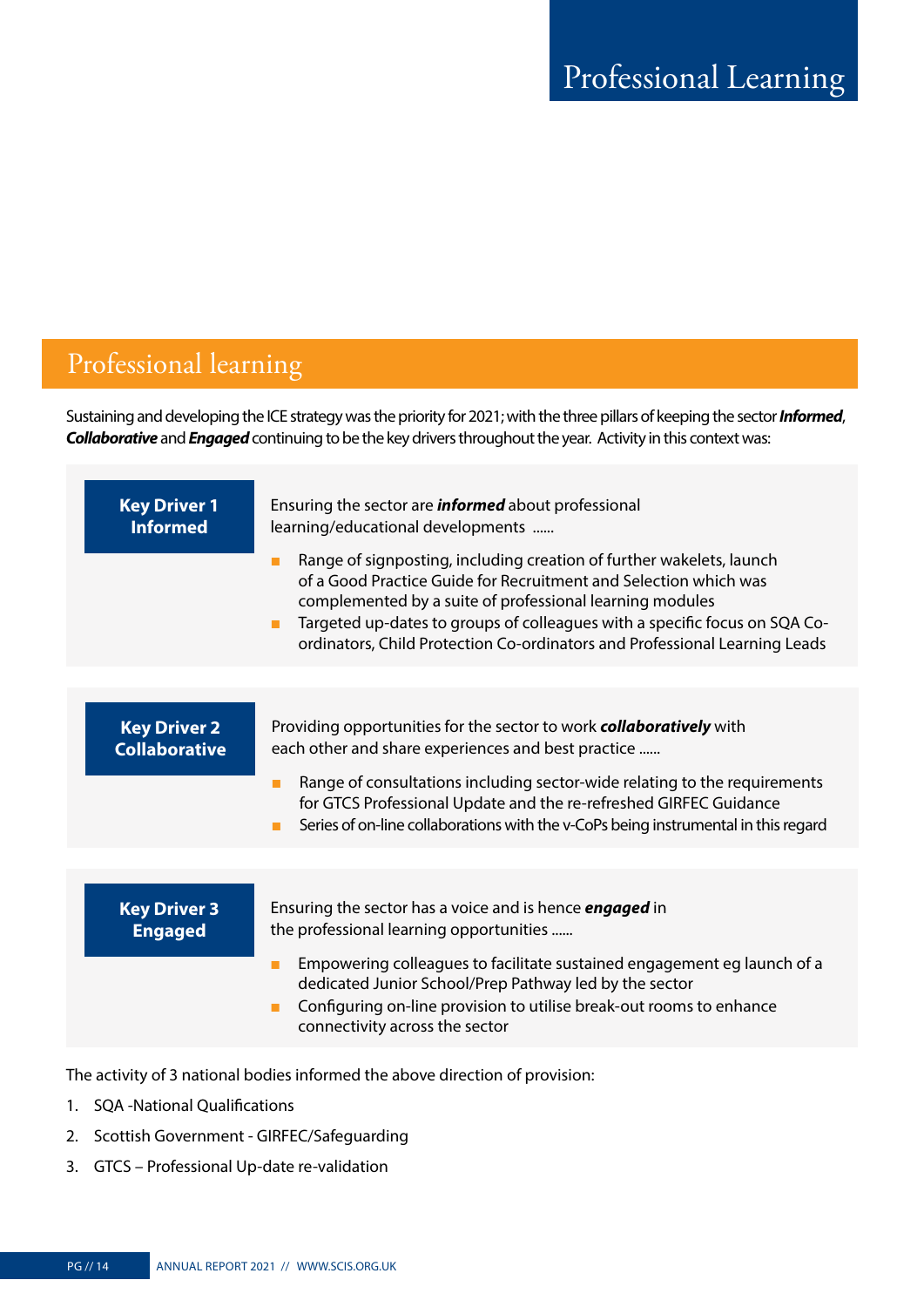# Professional Learning

## Professional learning

Sustaining and developing the ICE strategy was the priority for 2021; with the three pillars of keeping the sector ***Informed***, ***Collaborative*** and ***Engaged*** continuing to be the key drivers throughout the year. Activity in this context was:

**Key Driver 1**
**Informed**

Ensuring the sector are ***informed*** about professional learning/educational developments ......

- Range of signposting, including creation of further wakelets, launch of a Good Practice Guide for Recruitment and Selection which was complemented by a suite of professional learning modules
- Targeted up-dates to groups of colleagues with a specific focus on SQA Co-ordinators, Child Protection Co-ordinators and Professional Learning Leads

**Key Driver 2**
**Collaborative**

Providing opportunities for the sector to work ***collaboratively*** with each other and share experiences and best practice ......

- Range of consultations including sector-wide relating to the requirements for GTCS Professional Update and the re-refreshed GIRFEC Guidance
- Series of on-line collaborations with the v-CoPs being instrumental in this regard

**Key Driver 3**
**Engaged**

Ensuring the sector has a voice and is hence ***engaged*** in the professional learning opportunities ......

- Empowering colleagues to facilitate sustained engagement eg launch of a dedicated Junior School/Prep Pathway led by the sector
- Configuring on-line provision to utilise break-out rooms to enhance connectivity across the sector

The activity of 3 national bodies informed the above direction of provision:

1. SQA -National Qualifications
2. Scottish Government - GIRFEC/Safeguarding
3. GTCS – Professional Up-date re-validation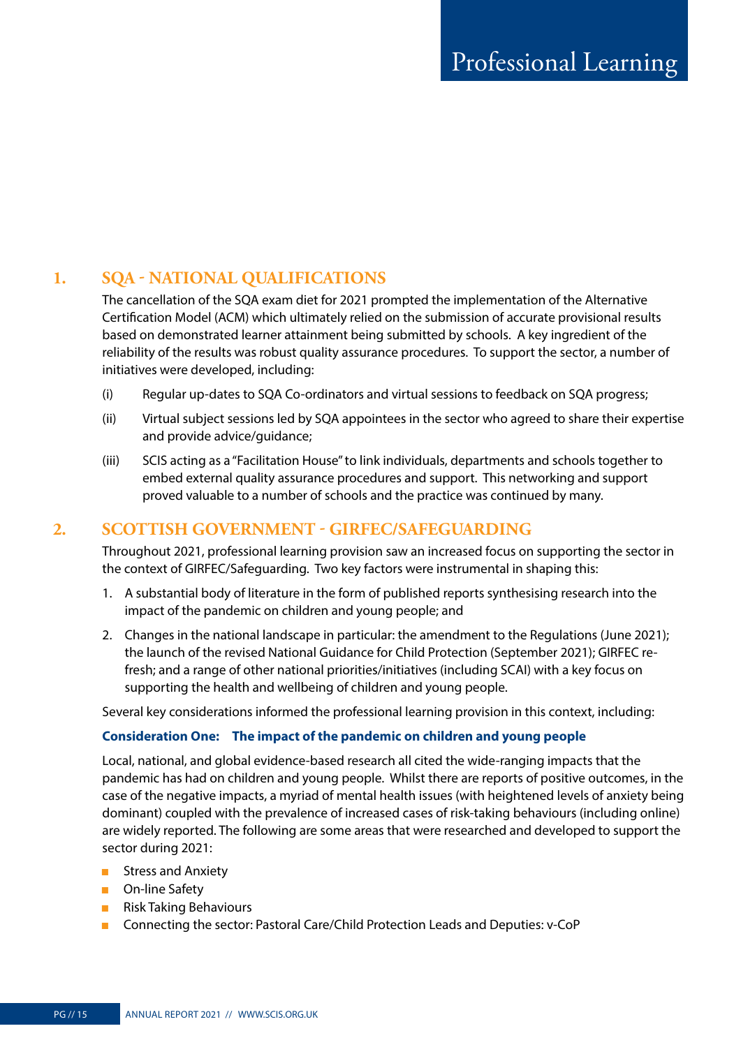# Professional Learning

## 1. SQA - NATIONAL QUALIFICATIONS

The cancellation of the SQA exam diet for 2021 prompted the implementation of the Alternative Certification Model (ACM) which ultimately relied on the submission of accurate provisional results based on demonstrated learner attainment being submitted by schools. A key ingredient of the reliability of the results was robust quality assurance procedures. To support the sector, a number of initiatives were developed, including:

(i) Regular up-dates to SQA Co-ordinators and virtual sessions to feedback on SQA progress;

(ii) Virtual subject sessions led by SQA appointees in the sector who agreed to share their expertise and provide advice/guidance;

(iii) SCIS acting as a "Facilitation House" to link individuals, departments and schools together to embed external quality assurance procedures and support. This networking and support proved valuable to a number of schools and the practice was continued by many.

## 2. SCOTTISH GOVERNMENT - GIRFEC/SAFEGUARDING

Throughout 2021, professional learning provision saw an increased focus on supporting the sector in the context of GIRFEC/Safeguarding. Two key factors were instrumental in shaping this:

1. A substantial body of literature in the form of published reports synthesising research into the impact of the pandemic on children and young people; and
2. Changes in the national landscape in particular: the amendment to the Regulations (June 2021); the launch of the revised National Guidance for Child Protection (September 2021); GIRFEC re-fresh; and a range of other national priorities/initiatives (including SCAI) with a key focus on supporting the health and wellbeing of children and young people.

Several key considerations informed the professional learning provision in this context, including:

**Consideration One: The impact of the pandemic on children and young people**

Local, national, and global evidence-based research all cited the wide-ranging impacts that the pandemic has had on children and young people. Whilst there are reports of positive outcomes, in the case of the negative impacts, a myriad of mental health issues (with heightened levels of anxiety being dominant) coupled with the prevalence of increased cases of risk-taking behaviours (including online) are widely reported. The following are some areas that were researched and developed to support the sector during 2021:

- Stress and Anxiety
- On-line Safety
- Risk Taking Behaviours
- Connecting the sector: Pastoral Care/Child Protection Leads and Deputies: v-CoP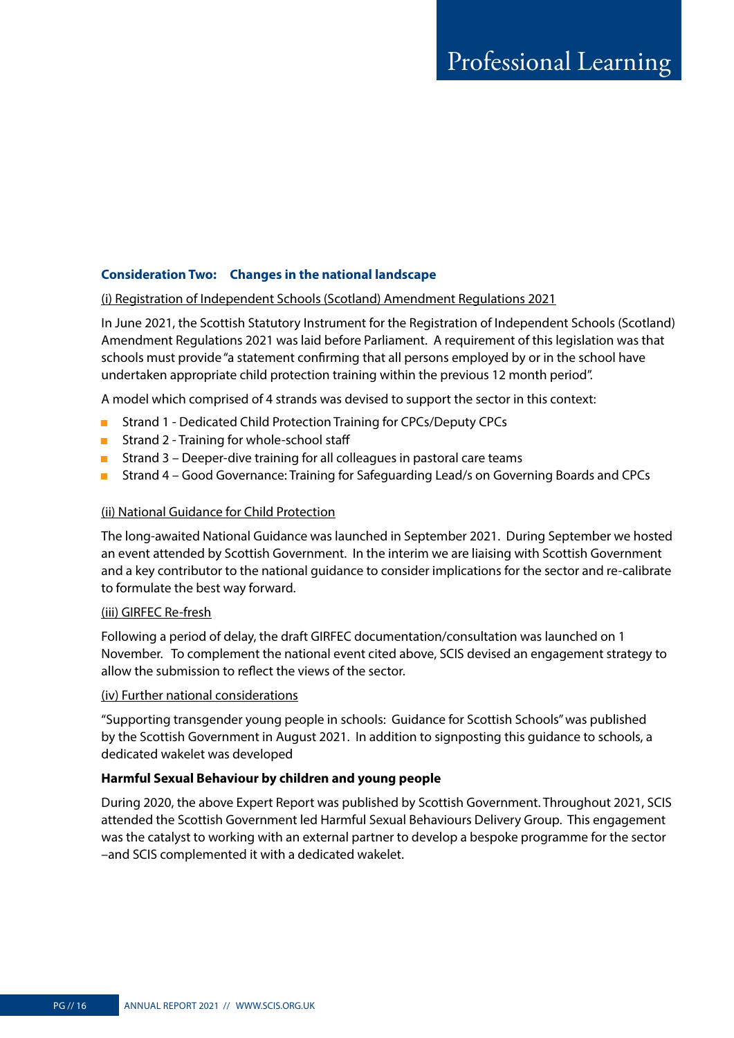# Professional Learning

**Consideration Two: Changes in the national landscape**

(i) Registration of Independent Schools (Scotland) Amendment Regulations 2021

In June 2021, the Scottish Statutory Instrument for the Registration of Independent Schools (Scotland) Amendment Regulations 2021 was laid before Parliament. A requirement of this legislation was that schools must provide "a statement confirming that all persons employed by or in the school have undertaken appropriate child protection training within the previous 12 month period".

A model which comprised of 4 strands was devised to support the sector in this context:

- Strand 1 - Dedicated Child Protection Training for CPCs/Deputy CPCs
- Strand 2 - Training for whole-school staff
- Strand 3 – Deeper-dive training for all colleagues in pastoral care teams
- Strand 4 – Good Governance: Training for Safeguarding Lead/s on Governing Boards and CPCs

(ii) National Guidance for Child Protection

The long-awaited National Guidance was launched in September 2021. During September we hosted an event attended by Scottish Government. In the interim we are liaising with Scottish Government and a key contributor to the national guidance to consider implications for the sector and re-calibrate to formulate the best way forward.

(iii) GIRFEC Re-fresh

Following a period of delay, the draft GIRFEC documentation/consultation was launched on 1 November. To complement the national event cited above, SCIS devised an engagement strategy to allow the submission to reflect the views of the sector.

(iv) Further national considerations

"Supporting transgender young people in schools: Guidance for Scottish Schools" was published by the Scottish Government in August 2021. In addition to signposting this guidance to schools, a dedicated wakelet was developed

**Harmful Sexual Behaviour by children and young people**

During 2020, the above Expert Report was published by Scottish Government. Throughout 2021, SCIS attended the Scottish Government led Harmful Sexual Behaviours Delivery Group. This engagement was the catalyst to working with an external partner to develop a bespoke programme for the sector –and SCIS complemented it with a dedicated wakelet.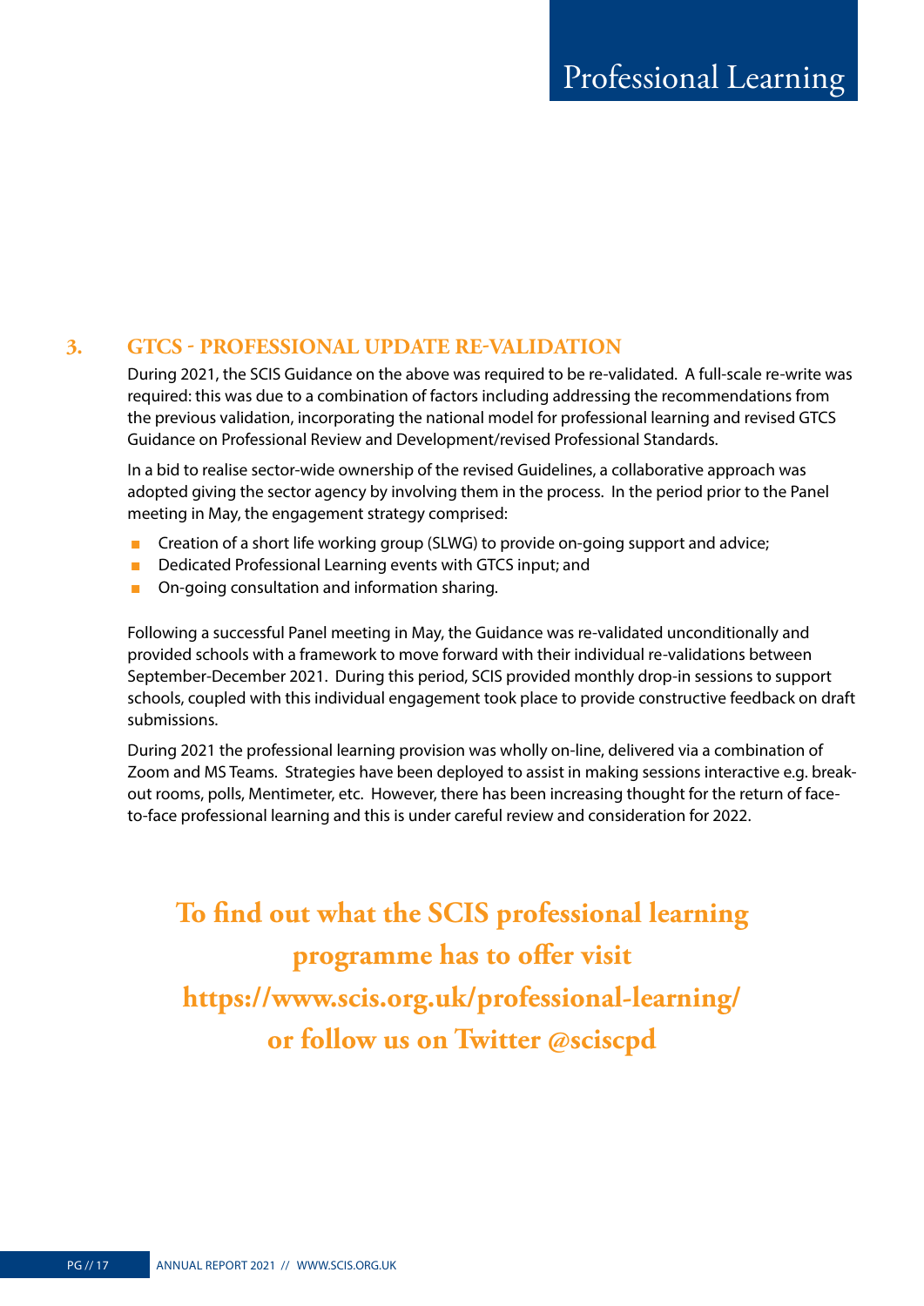# Professional Learning

### 3. GTCS - PROFESSIONAL UPDATE RE-VALIDATION

During 2021, the SCIS Guidance on the above was required to be re-validated. A full-scale re-write was required: this was due to a combination of factors including addressing the recommendations from the previous validation, incorporating the national model for professional learning and revised GTCS Guidance on Professional Review and Development/revised Professional Standards.

In a bid to realise sector-wide ownership of the revised Guidelines, a collaborative approach was adopted giving the sector agency by involving them in the process. In the period prior to the Panel meeting in May, the engagement strategy comprised:

- Creation of a short life working group (SLWG) to provide on-going support and advice;
- Dedicated Professional Learning events with GTCS input; and
- On-going consultation and information sharing.

Following a successful Panel meeting in May, the Guidance was re-validated unconditionally and provided schools with a framework to move forward with their individual re-validations between September-December 2021. During this period, SCIS provided monthly drop-in sessions to support schools, coupled with this individual engagement took place to provide constructive feedback on draft submissions.

During 2021 the professional learning provision was wholly on-line, delivered via a combination of Zoom and MS Teams. Strategies have been deployed to assist in making sessions interactive e.g. break-out rooms, polls, Mentimeter, etc. However, there has been increasing thought for the return of face-to-face professional learning and this is under careful review and consideration for 2022.

**To find out what the SCIS professional learning programme has to offer visit https://www.scis.org.uk/professional-learning/ or follow us on Twitter @sciscpd**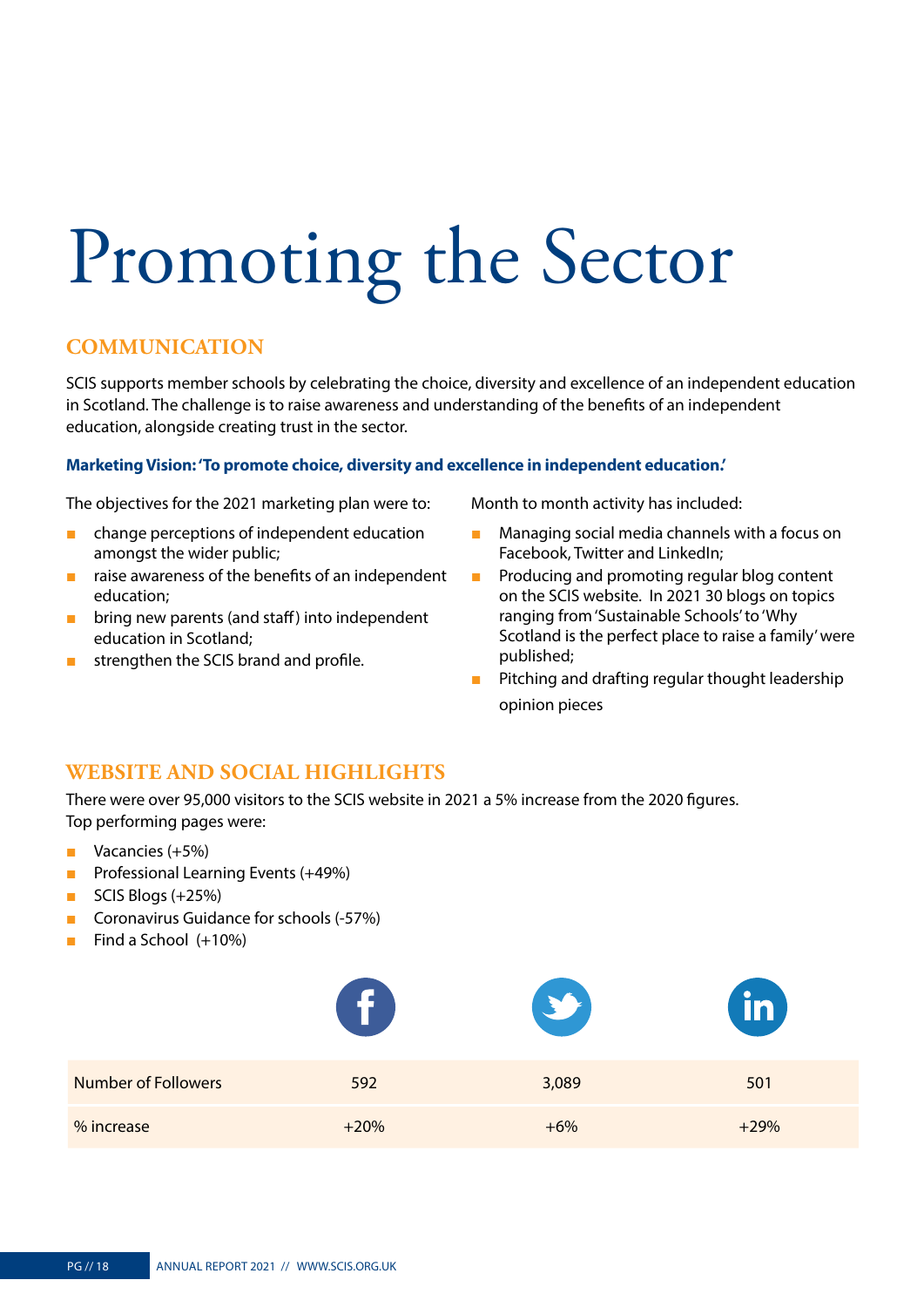# Promoting the Sector

## COMMUNICATION

SCIS supports member schools by celebrating the choice, diversity and excellence of an independent education in Scotland. The challenge is to raise awareness and understanding of the benefits of an independent education, alongside creating trust in the sector.

**Marketing Vision: 'To promote choice, diversity and excellence in independent education.'**

The objectives for the 2021 marketing plan were to:

- change perceptions of independent education amongst the wider public;
- raise awareness of the benefits of an independent education;
- bring new parents (and staff) into independent education in Scotland;
- strengthen the SCIS brand and profile.

Month to month activity has included:

- Managing social media channels with a focus on Facebook, Twitter and LinkedIn;
- Producing and promoting regular blog content on the SCIS website. In 2021 30 blogs on topics ranging from 'Sustainable Schools' to 'Why Scotland is the perfect place to raise a family' were published;
- Pitching and drafting regular thought leadership opinion pieces

## WEBSITE AND SOCIAL HIGHLIGHTS

There were over 95,000 visitors to the SCIS website in 2021 a 5% increase from the 2020 figures. Top performing pages were:

- Vacancies (+5%)
- Professional Learning Events (+49%)
- SCIS Blogs (+25%)
- Coronavirus Guidance for schools (-57%)
- Find a School (+10%)

| | Facebook | Twitter | LinkedIn |
|---|---|---|---|
| Number of Followers | 592 | 3,089 | 501 |
| % increase | +20% | +6% | +29% |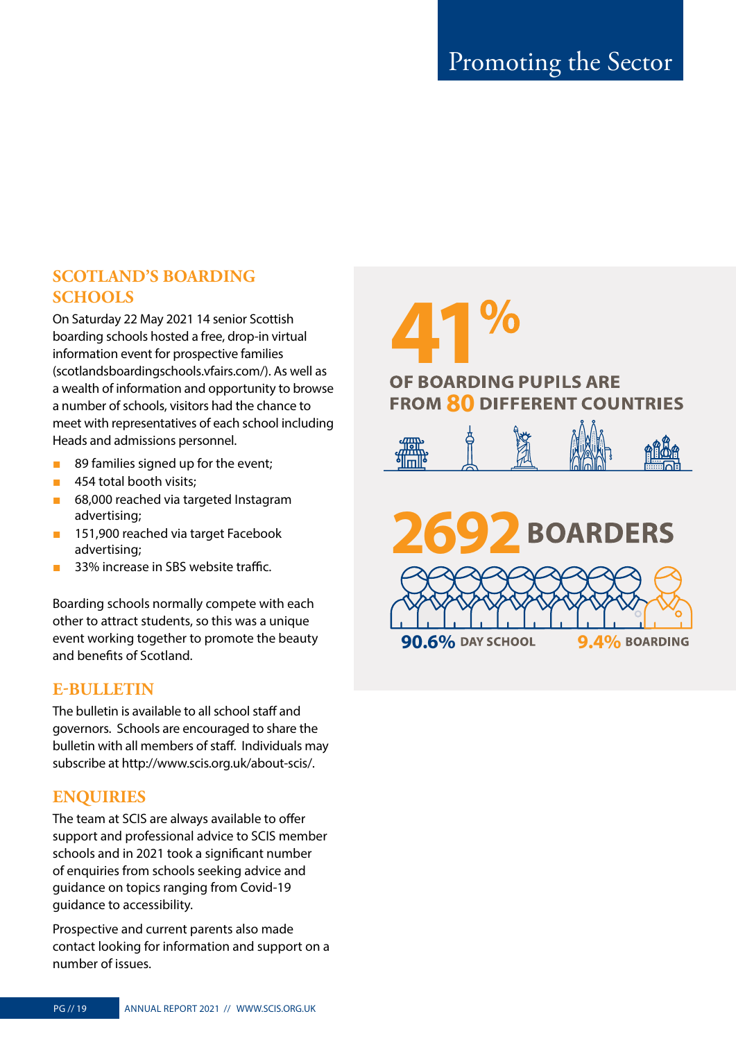# Promoting the Sector

## SCOTLAND'S BOARDING SCHOOLS

On Saturday 22 May 2021 14 senior Scottish boarding schools hosted a free, drop-in virtual information event for prospective families (scotlandsboardingschools.vfairs.com/). As well as a wealth of information and opportunity to browse a number of schools, visitors had the chance to meet with representatives of each school including Heads and admissions personnel.

- 89 families signed up for the event;
- 454 total booth visits;
- 68,000 reached via targeted Instagram advertising;
- 151,900 reached via target Facebook advertising;
- 33% increase in SBS website traffic.

Boarding schools normally compete with each other to attract students, so this was a unique event working together to promote the beauty and benefits of Scotland.

## E-BULLETIN

The bulletin is available to all school staff and governors. Schools are encouraged to share the bulletin with all members of staff. Individuals may subscribe at http://www.scis.org.uk/about-scis/.

## ENQUIRIES

The team at SCIS are always available to offer support and professional advice to SCIS member schools and in 2021 took a significant number of enquiries from schools seeking advice and guidance on topics ranging from Covid-19 guidance to accessibility.

Prospective and current parents also made contact looking for information and support on a number of issues.

**41%** OF BOARDING PUPILS ARE FROM **80** DIFFERENT COUNTRIES

**2692** BOARDERS

**90.6%** DAY SCHOOL **9.4%** BOARDING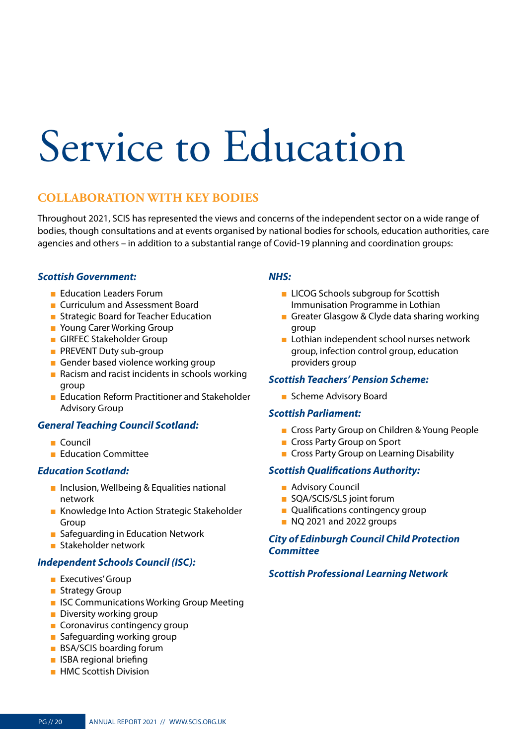# Service to Education

## COLLABORATION WITH KEY BODIES

Throughout 2021, SCIS has represented the views and concerns of the independent sector on a wide range of bodies, though consultations and at events organised by national bodies for schools, education authorities, care agencies and others – in addition to a substantial range of Covid-19 planning and coordination groups:

### *Scottish Government:*

- Education Leaders Forum
- Curriculum and Assessment Board
- Strategic Board for Teacher Education
- Young Carer Working Group
- GIRFEC Stakeholder Group
- PREVENT Duty sub-group
- Gender based violence working group
- Racism and racist incidents in schools working group
- Education Reform Practitioner and Stakeholder Advisory Group

### *General Teaching Council Scotland:*

- Council
- Education Committee

### *Education Scotland:*

- Inclusion, Wellbeing & Equalities national network
- Knowledge Into Action Strategic Stakeholder Group
- Safeguarding in Education Network
- Stakeholder network

### *Independent Schools Council (ISC):*

- Executives' Group
- Strategy Group
- ISC Communications Working Group Meeting
- Diversity working group
- Coronavirus contingency group
- Safeguarding working group
- BSA/SCIS boarding forum
- ISBA regional briefing
- HMC Scottish Division

### *NHS:*

- LICOG Schools subgroup for Scottish Immunisation Programme in Lothian
- Greater Glasgow & Clyde data sharing working group
- Lothian independent school nurses network group, infection control group, education providers group

### *Scottish Teachers' Pension Scheme:*

- Scheme Advisory Board

### *Scottish Parliament:*

- Cross Party Group on Children & Young People
- Cross Party Group on Sport
- Cross Party Group on Learning Disability

### *Scottish Qualifications Authority:*

- Advisory Council
- SQA/SCIS/SLS joint forum
- Qualifications contingency group
- NQ 2021 and 2022 groups

### *City of Edinburgh Council Child Protection Committee*

### *Scottish Professional Learning Network*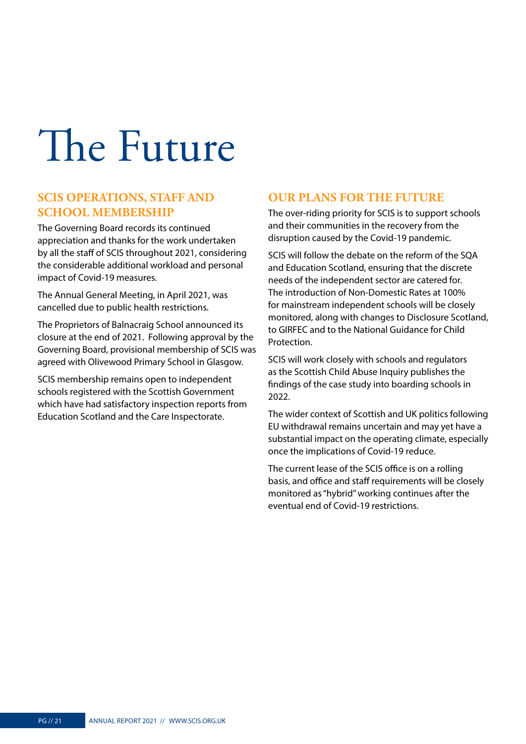# The Future

## SCIS OPERATIONS, STAFF AND SCHOOL MEMBERSHIP

The Governing Board records its continued appreciation and thanks for the work undertaken by all the staff of SCIS throughout 2021, considering the considerable additional workload and personal impact of Covid-19 measures.

The Annual General Meeting, in April 2021, was cancelled due to public health restrictions.

The Proprietors of Balnacraig School announced its closure at the end of 2021. Following approval by the Governing Board, provisional membership of SCIS was agreed with Olivewood Primary School in Glasgow.

SCIS membership remains open to independent schools registered with the Scottish Government which have had satisfactory inspection reports from Education Scotland and the Care Inspectorate.

## OUR PLANS FOR THE FUTURE

The over-riding priority for SCIS is to support schools and their communities in the recovery from the disruption caused by the Covid-19 pandemic.

SCIS will follow the debate on the reform of the SQA and Education Scotland, ensuring that the discrete needs of the independent sector are catered for. The introduction of Non-Domestic Rates at 100% for mainstream independent schools will be closely monitored, along with changes to Disclosure Scotland, to GIRFEC and to the National Guidance for Child Protection.

SCIS will work closely with schools and regulators as the Scottish Child Abuse Inquiry publishes the findings of the case study into boarding schools in 2022.

The wider context of Scottish and UK politics following EU withdrawal remains uncertain and may yet have a substantial impact on the operating climate, especially once the implications of Covid-19 reduce.

The current lease of the SCIS office is on a rolling basis, and office and staff requirements will be closely monitored as "hybrid" working continues after the eventual end of Covid-19 restrictions.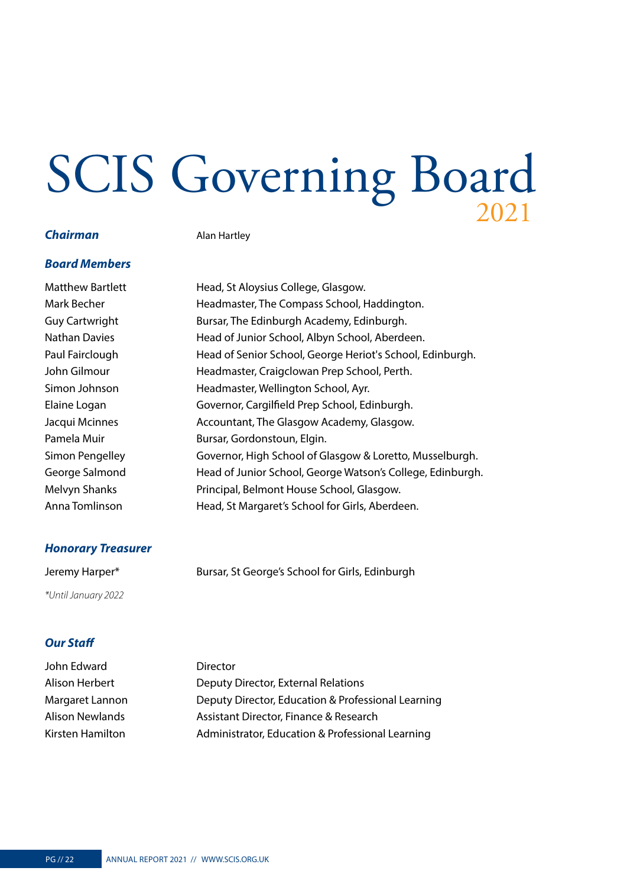# SCIS Governing Board 2021

***Chairman*** Alan Hartley

***Board Members***

| | |
|---|---|
| Matthew Bartlett | Head, St Aloysius College, Glasgow. |
| Mark Becher | Headmaster, The Compass School, Haddington. |
| Guy Cartwright | Bursar, The Edinburgh Academy, Edinburgh. |
| Nathan Davies | Head of Junior School, Albyn School, Aberdeen. |
| Paul Fairclough | Head of Senior School, George Heriot's School, Edinburgh. |
| John Gilmour | Headmaster, Craigclowan Prep School, Perth. |
| Simon Johnson | Headmaster, Wellington School, Ayr. |
| Elaine Logan | Governor, Cargilfield Prep School, Edinburgh. |
| Jacqui Mcinnes | Accountant, The Glasgow Academy, Glasgow. |
| Pamela Muir | Bursar, Gordonstoun, Elgin. |
| Simon Pengelley | Governor, High School of Glasgow & Loretto, Musselburgh. |
| George Salmond | Head of Junior School, George Watson's College, Edinburgh. |
| Melvyn Shanks | Principal, Belmont House School, Glasgow. |
| Anna Tomlinson | Head, St Margaret's School for Girls, Aberdeen. |

***Honorary Treasurer***

Jeremy Harper* Bursar, St George's School for Girls, Edinburgh

*\*Until January 2022*

***Our Staff***

| | |
|---|---|
| John Edward | Director |
| Alison Herbert | Deputy Director, External Relations |
| Margaret Lannon | Deputy Director, Education & Professional Learning |
| Alison Newlands | Assistant Director, Finance & Research |
| Kirsten Hamilton | Administrator, Education & Professional Learning |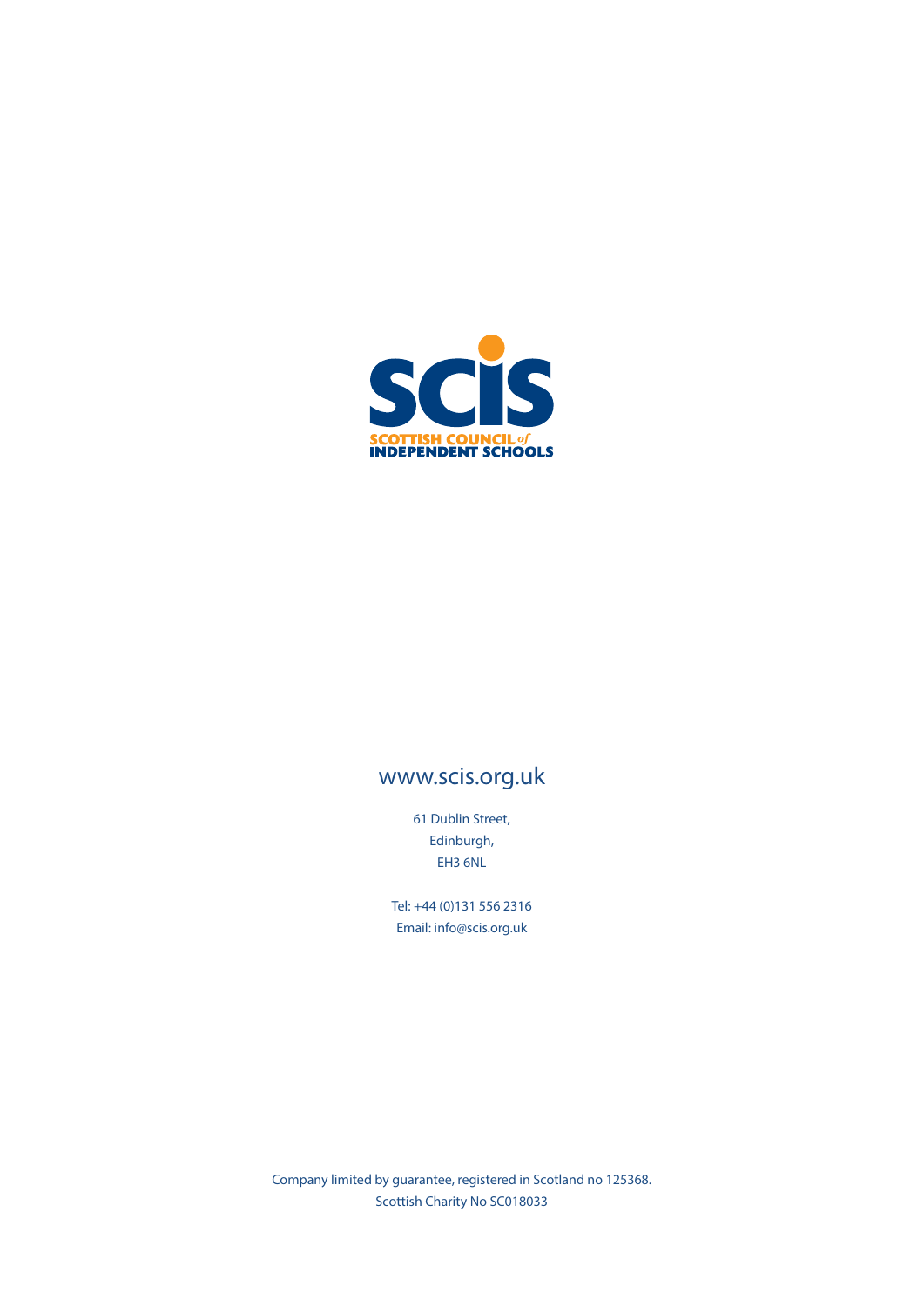SCIS

SCOTTISH COUNCIL of INDEPENDENT SCHOOLS

www.scis.org.uk

61 Dublin Street,
Edinburgh,
EH3 6NL

Tel: +44 (0)131 556 2316
Email: info@scis.org.uk

Company limited by guarantee, registered in Scotland no 125368.
Scottish Charity No SC018033